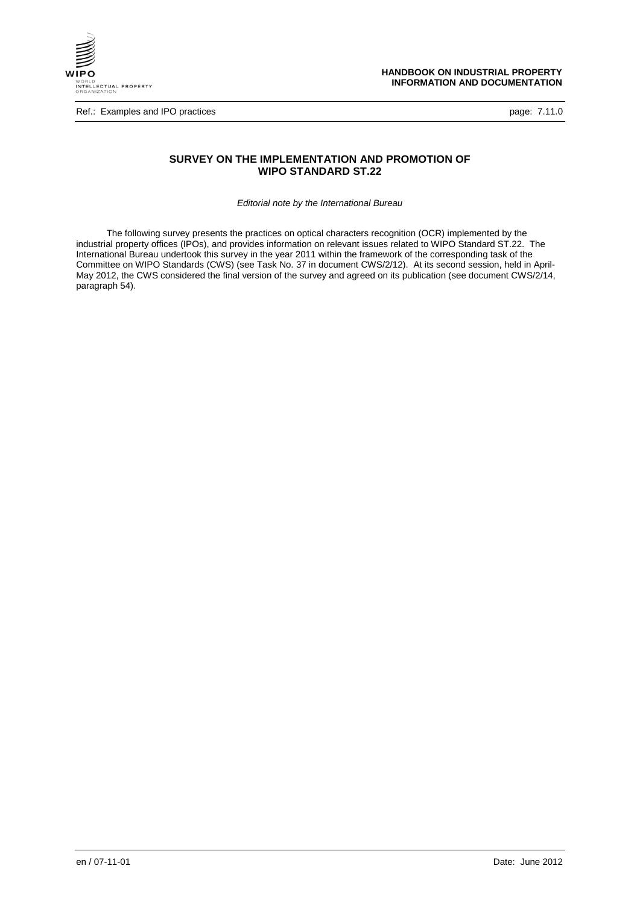## SURVEY ON THE IMPLEMENTATION AND PROMOTION OF WIPO STANDARD ST.22

*Editorial note by the International Bureau*

The following survey presents the practices on optical characters recognition (OCR) implemented by the industrial property offices (IPOs), and provides information on relevant issues related to WIPO Standard ST.22. The International Bureau undertook this survey in the year 2011 within the framework of the corresponding task of the Committee on WIPO Standards (CWS) (see Task No. 37 in document CWS/2/12). At its second session, held in April-May 2012, the CWS considered the final version of the survey and agreed on its publication (see document CWS/2/14, paragraph 54).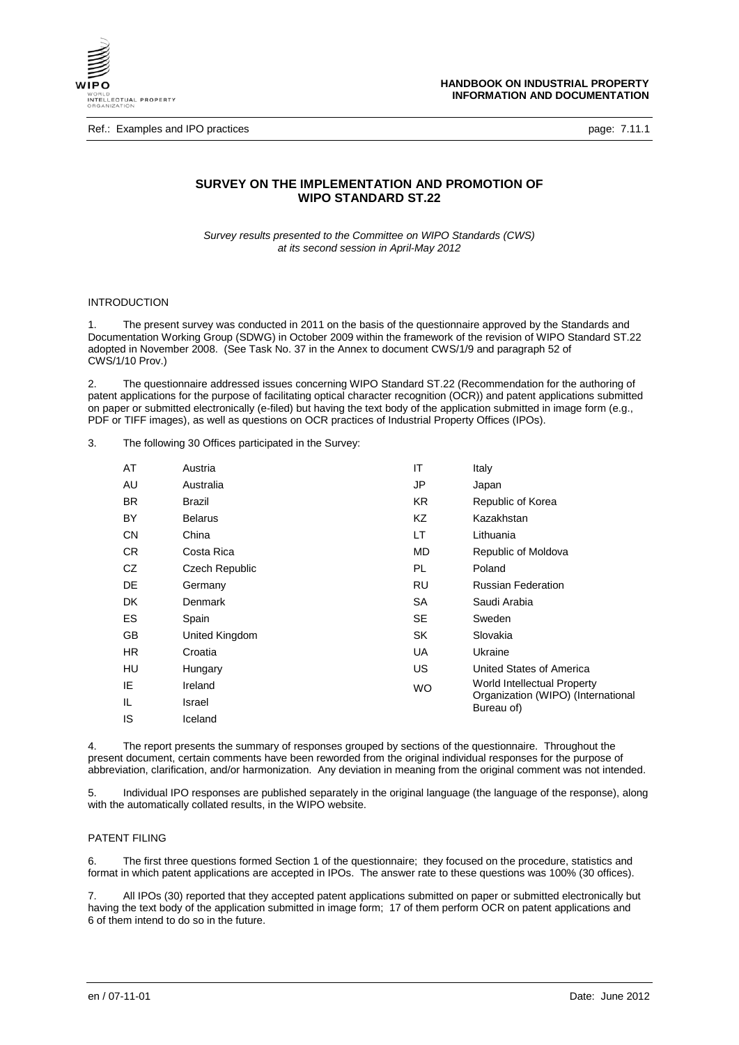## SURVEY ON THE IMPLEMENTATION AND PROMOTION OF WIPO STANDARD ST.22

*Survey results presented to the Committee on WIPO Standards (CWS) at its second session in April-May 2012*

### INTRODUCTION

1. The present survey was conducted in 2011 on the basis of the questionnaire approved by the Standards and Documentation Working Group (SDWG) in October 2009 within the framework of the revision of WIPO Standard ST.22 adopted in November 2008. (See Task No. 37 in the Annex to document CWS/1/9 and paragraph 52 of CWS/1/10 Prov.)

2. The questionnaire addressed issues concerning WIPO Standard ST.22 (Recommendation for the authoring of patent applications for the purpose of facilitating optical character recognition (OCR)) and patent applications submitted on paper or submitted electronically (e-filed) but having the text body of the application submitted in image form (e.g., PDF or TIFF images), as well as questions on OCR practices of Industrial Property Offices (IPOs).

3. The following 30 Offices participated in the Survey:

| | | | |
|---|---|---|---|
| AT | Austria | IT | Italy |
| AU | Australia | JP | Japan |
| BR | Brazil | KR | Republic of Korea |
| BY | Belarus | KZ | Kazakhstan |
| CN | China | LT | Lithuania |
| CR | Costa Rica | MD | Republic of Moldova |
| CZ | Czech Republic | PL | Poland |
| DE | Germany | RU | Russian Federation |
| DK | Denmark | SA | Saudi Arabia |
| ES | Spain | SE | Sweden |
| GB | United Kingdom | SK | Slovakia |
| HR | Croatia | UA | Ukraine |
| HU | Hungary | US | United States of America |
| IE | Ireland | WO | World Intellectual Property Organization (WIPO) (International Bureau of) |
| IL | Israel | | |
| IS | Iceland | | |

4. The report presents the summary of responses grouped by sections of the questionnaire. Throughout the present document, certain comments have been reworded from the original individual responses for the purpose of abbreviation, clarification, and/or harmonization. Any deviation in meaning from the original comment was not intended.

5. Individual IPO responses are published separately in the original language (the language of the response), along with the automatically collated results, in the WIPO website.

### PATENT FILING

6. The first three questions formed Section 1 of the questionnaire; they focused on the procedure, statistics and format in which patent applications are accepted in IPOs. The answer rate to these questions was 100% (30 offices).

7. All IPOs (30) reported that they accepted patent applications submitted on paper or submitted electronically but having the text body of the application submitted in image form; 17 of them perform OCR on patent applications and 6 of them intend to do so in the future.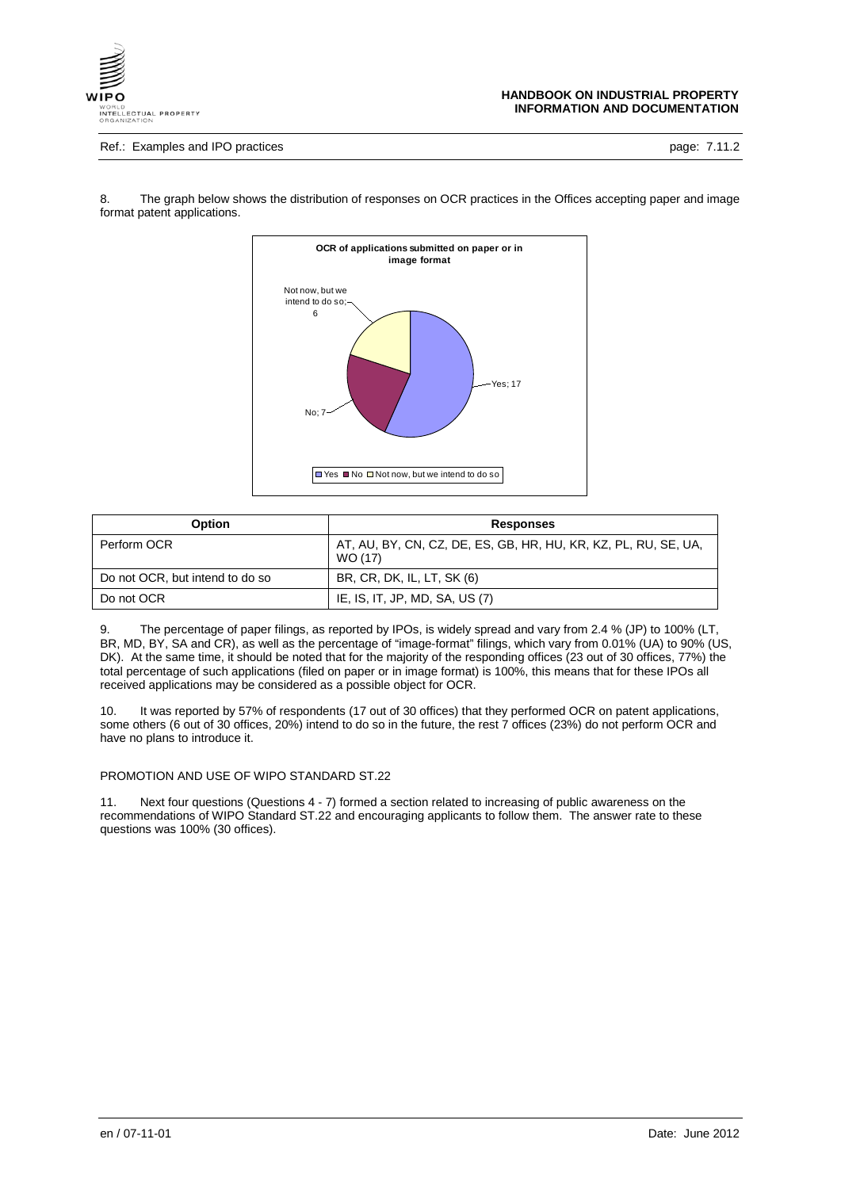8. The graph below shows the distribution of responses on OCR practices in the Offices accepting paper and image format patent applications.

**OCR of applications submitted on paper or in image format**

Not now, but we intend to do so; 6

Yes; 17

No; 7

Yes ■ No ■ Not now, but we intend to do so

| Option | Responses |
|---|---|
| Perform OCR | AT, AU, BY, CN, CZ, DE, ES, GB, HR, HU, KR, KZ, PL, RU, SE, UA, WO (17) |
| Do not OCR, but intend to do so | BR, CR, DK, IL, LT, SK (6) |
| Do not OCR | IE, IS, IT, JP, MD, SA, US (7) |

9. The percentage of paper filings, as reported by IPOs, is widely spread and vary from 2.4 % (JP) to 100% (LT, BR, MD, BY, SA and CR), as well as the percentage of "image-format" filings, which vary from 0.01% (UA) to 90% (US, DK). At the same time, it should be noted that for the majority of the responding offices (23 out of 30 offices, 77%) the total percentage of such applications (filed on paper or in image format) is 100%, this means that for these IPOs all received applications may be considered as a possible object for OCR.

10. It was reported by 57% of respondents (17 out of 30 offices) that they performed OCR on patent applications, some others (6 out of 30 offices, 20%) intend to do so in the future, the rest 7 offices (23%) do not perform OCR and have no plans to introduce it.

PROMOTION AND USE OF WIPO STANDARD ST.22

11. Next four questions (Questions 4 - 7) formed a section related to increasing of public awareness on the recommendations of WIPO Standard ST.22 and encouraging applicants to follow them. The answer rate to these questions was 100% (30 offices).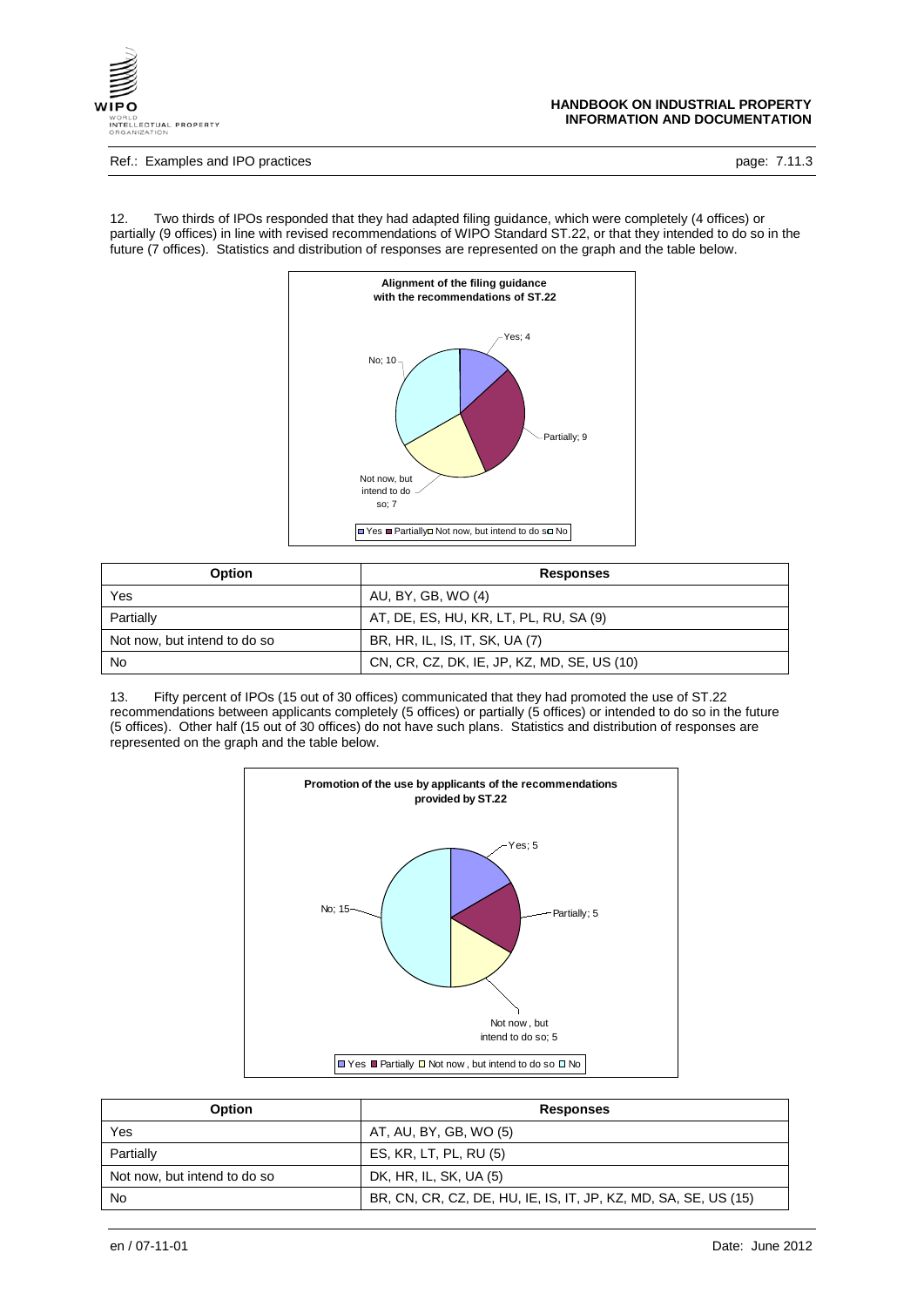12. Two thirds of IPOs responded that they had adapted filing guidance, which were completely (4 offices) or partially (9 offices) in line with revised recommendations of WIPO Standard ST.22, or that they intended to do so in the future (7 offices). Statistics and distribution of responses are represented on the graph and the table below.

**Alignment of the filing guidance with the recommendations of ST.22**

Yes; 4
Partially; 9
Not now, but intend to do so; 7
No; 10

| Option | Responses |
|---|---|
| Yes | AU, BY, GB, WO (4) |
| Partially | AT, DE, ES, HU, KR, LT, PL, RU, SA (9) |
| Not now, but intend to do so | BR, HR, IL, IS, IT, SK, UA (7) |
| No | CN, CR, CZ, DK, IE, JP, KZ, MD, SE, US (10) |

13. Fifty percent of IPOs (15 out of 30 offices) communicated that they had promoted the use of ST.22 recommendations between applicants completely (5 offices) or partially (5 offices) or intended to do so in the future (5 offices). Other half (15 out of 30 offices) do not have such plans. Statistics and distribution of responses are represented on the graph and the table below.

**Promotion of the use by applicants of the recommendations provided by ST.22**

Yes; 5
Partially; 5
Not now , but intend to do so; 5
No; 15

| Option | Responses |
|---|---|
| Yes | AT, AU, BY, GB, WO (5) |
| Partially | ES, KR, LT, PL, RU (5) |
| Not now, but intend to do so | DK, HR, IL, SK, UA (5) |
| No | BR, CN, CR, CZ, DE, HU, IE, IS, IT, JP, KZ, MD, SA, SE, US (15) |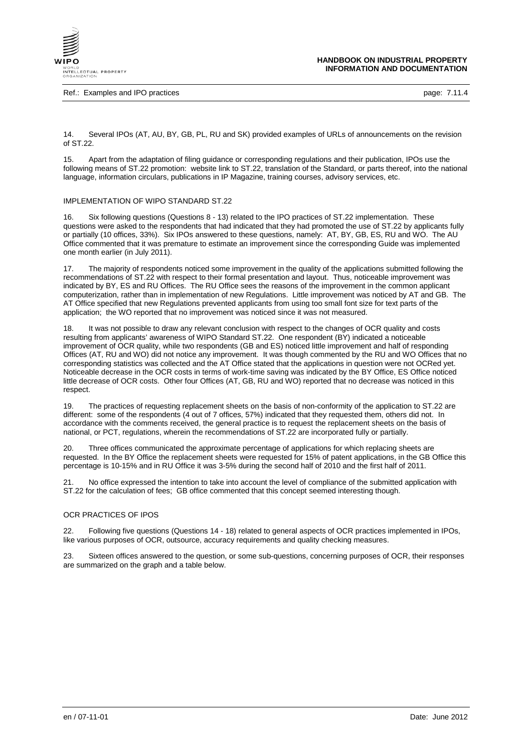14. Several IPOs (AT, AU, BY, GB, PL, RU and SK) provided examples of URLs of announcements on the revision of ST.22.

15. Apart from the adaptation of filing guidance or corresponding regulations and their publication, IPOs use the following means of ST.22 promotion: website link to ST.22, translation of the Standard, or parts thereof, into the national language, information circulars, publications in IP Magazine, training courses, advisory services, etc.

## IMPLEMENTATION OF WIPO STANDARD ST.22

16. Six following questions (Questions 8 - 13) related to the IPO practices of ST.22 implementation. These questions were asked to the respondents that had indicated that they had promoted the use of ST.22 by applicants fully or partially (10 offices, 33%). Six IPOs answered to these questions, namely: AT, BY, GB, ES, RU and WO. The AU Office commented that it was premature to estimate an improvement since the corresponding Guide was implemented one month earlier (in July 2011).

17. The majority of respondents noticed some improvement in the quality of the applications submitted following the recommendations of ST.22 with respect to their formal presentation and layout. Thus, noticeable improvement was indicated by BY, ES and RU Offices. The RU Office sees the reasons of the improvement in the common applicant computerization, rather than in implementation of new Regulations. Little improvement was noticed by AT and GB. The AT Office specified that new Regulations prevented applicants from using too small font size for text parts of the application; the WO reported that no improvement was noticed since it was not measured.

18. It was not possible to draw any relevant conclusion with respect to the changes of OCR quality and costs resulting from applicants' awareness of WIPO Standard ST.22. One respondent (BY) indicated a noticeable improvement of OCR quality, while two respondents (GB and ES) noticed little improvement and half of responding Offices (AT, RU and WO) did not notice any improvement. It was though commented by the RU and WO Offices that no corresponding statistics was collected and the AT Office stated that the applications in question were not OCRed yet. Noticeable decrease in the OCR costs in terms of work-time saving was indicated by the BY Office, ES Office noticed little decrease of OCR costs. Other four Offices (AT, GB, RU and WO) reported that no decrease was noticed in this respect.

19. The practices of requesting replacement sheets on the basis of non-conformity of the application to ST.22 are different: some of the respondents (4 out of 7 offices, 57%) indicated that they requested them, others did not. In accordance with the comments received, the general practice is to request the replacement sheets on the basis of national, or PCT, regulations, wherein the recommendations of ST.22 are incorporated fully or partially.

20. Three offices communicated the approximate percentage of applications for which replacing sheets are requested. In the BY Office the replacement sheets were requested for 15% of patent applications, in the GB Office this percentage is 10-15% and in RU Office it was 3-5% during the second half of 2010 and the first half of 2011.

21. No office expressed the intention to take into account the level of compliance of the submitted application with ST.22 for the calculation of fees; GB office commented that this concept seemed interesting though.

## OCR PRACTICES OF IPOS

22. Following five questions (Questions 14 - 18) related to general aspects of OCR practices implemented in IPOs, like various purposes of OCR, outsource, accuracy requirements and quality checking measures.

23. Sixteen offices answered to the question, or some sub-questions, concerning purposes of OCR, their responses are summarized on the graph and a table below.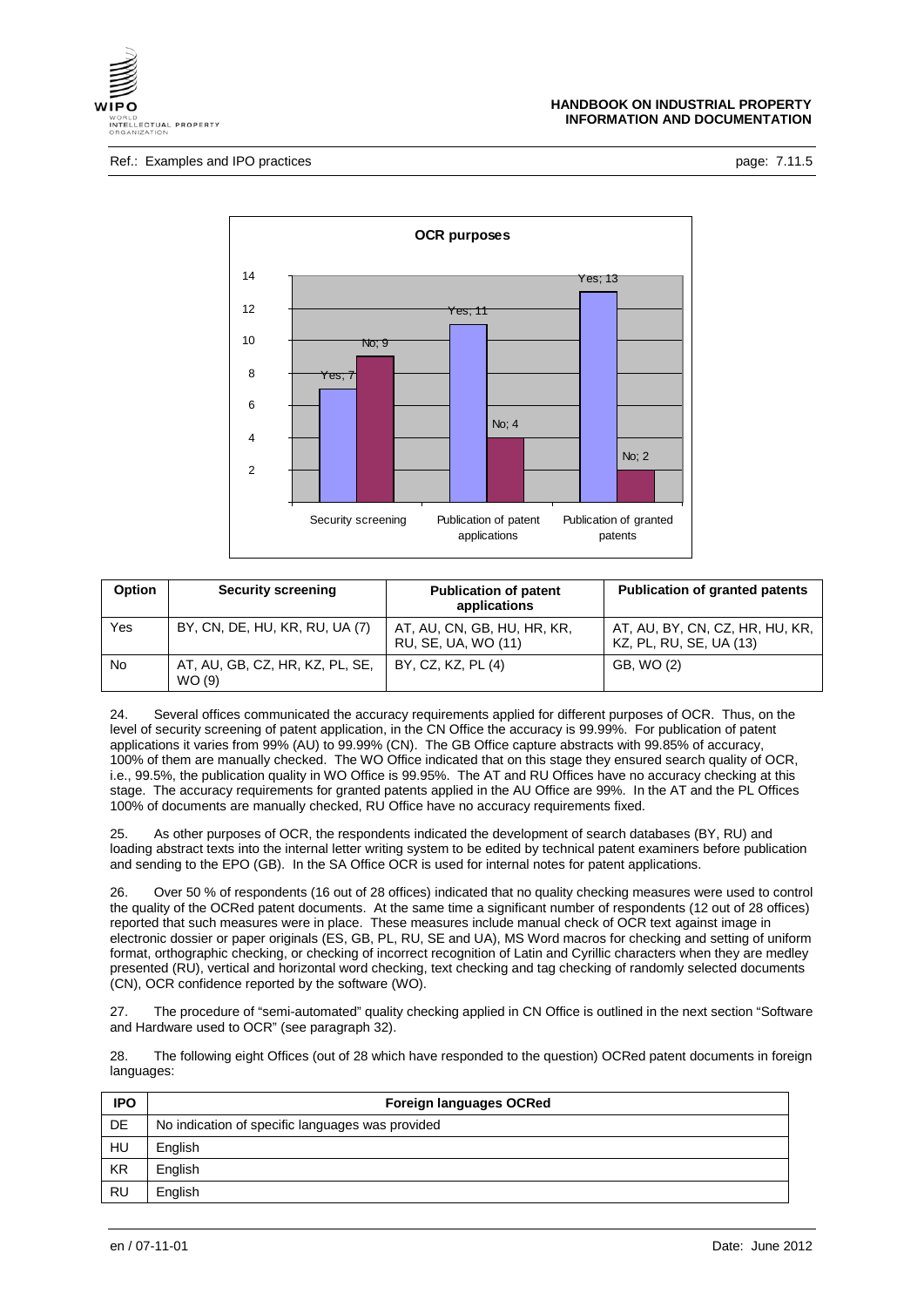**OCR purposes**

| | Security screening | Publication of patent applications | Publication of granted patents |
|---|---|---|---|
| Yes | 7 | 11 | 13 |
| No | 9 | 4 | 2 |

| Option | Security screening | Publication of patent applications | Publication of granted patents |
|---|---|---|---|
| Yes | BY, CN, DE, HU, KR, RU, UA (7) | AT, AU, CN, GB, HU, HR, KR, RU, SE, UA, WO (11) | AT, AU, BY, CN, CZ, HR, HU, KR, KZ, PL, RU, SE, UA (13) |
| No | AT, AU, GB, CZ, HR, KZ, PL, SE, WO (9) | BY, CZ, KZ, PL (4) | GB, WO (2) |

24. Several offices communicated the accuracy requirements applied for different purposes of OCR. Thus, on the level of security screening of patent application, in the CN Office the accuracy is 99.99%. For publication of patent applications it varies from 99% (AU) to 99.99% (CN). The GB Office capture abstracts with 99.85% of accuracy, 100% of them are manually checked. The WO Office indicated that on this stage they ensured search quality of OCR, i.e., 99.5%, the publication quality in WO Office is 99.95%. The AT and RU Offices have no accuracy checking at this stage. The accuracy requirements for granted patents applied in the AU Office are 99%. In the AT and the PL Offices 100% of documents are manually checked, RU Office have no accuracy requirements fixed.

25. As other purposes of OCR, the respondents indicated the development of search databases (BY, RU) and loading abstract texts into the internal letter writing system to be edited by technical patent examiners before publication and sending to the EPO (GB). In the SA Office OCR is used for internal notes for patent applications.

26. Over 50 % of respondents (16 out of 28 offices) indicated that no quality checking measures were used to control the quality of the OCRed patent documents. At the same time a significant number of respondents (12 out of 28 offices) reported that such measures were in place. These measures include manual check of OCR text against image in electronic dossier or paper originals (ES, GB, PL, RU, SE and UA), MS Word macros for checking and setting of uniform format, orthographic checking, or checking of incorrect recognition of Latin and Cyrillic characters when they are medley presented (RU), vertical and horizontal word checking, text checking and tag checking of randomly selected documents (CN), OCR confidence reported by the software (WO).

27. The procedure of "semi-automated" quality checking applied in CN Office is outlined in the next section "Software and Hardware used to OCR" (see paragraph 32).

28. The following eight Offices (out of 28 which have responded to the question) OCRed patent documents in foreign languages:

| IPO | Foreign languages OCRed |
|---|---|
| DE | No indication of specific languages was provided |
| HU | English |
| KR | English |
| RU | English |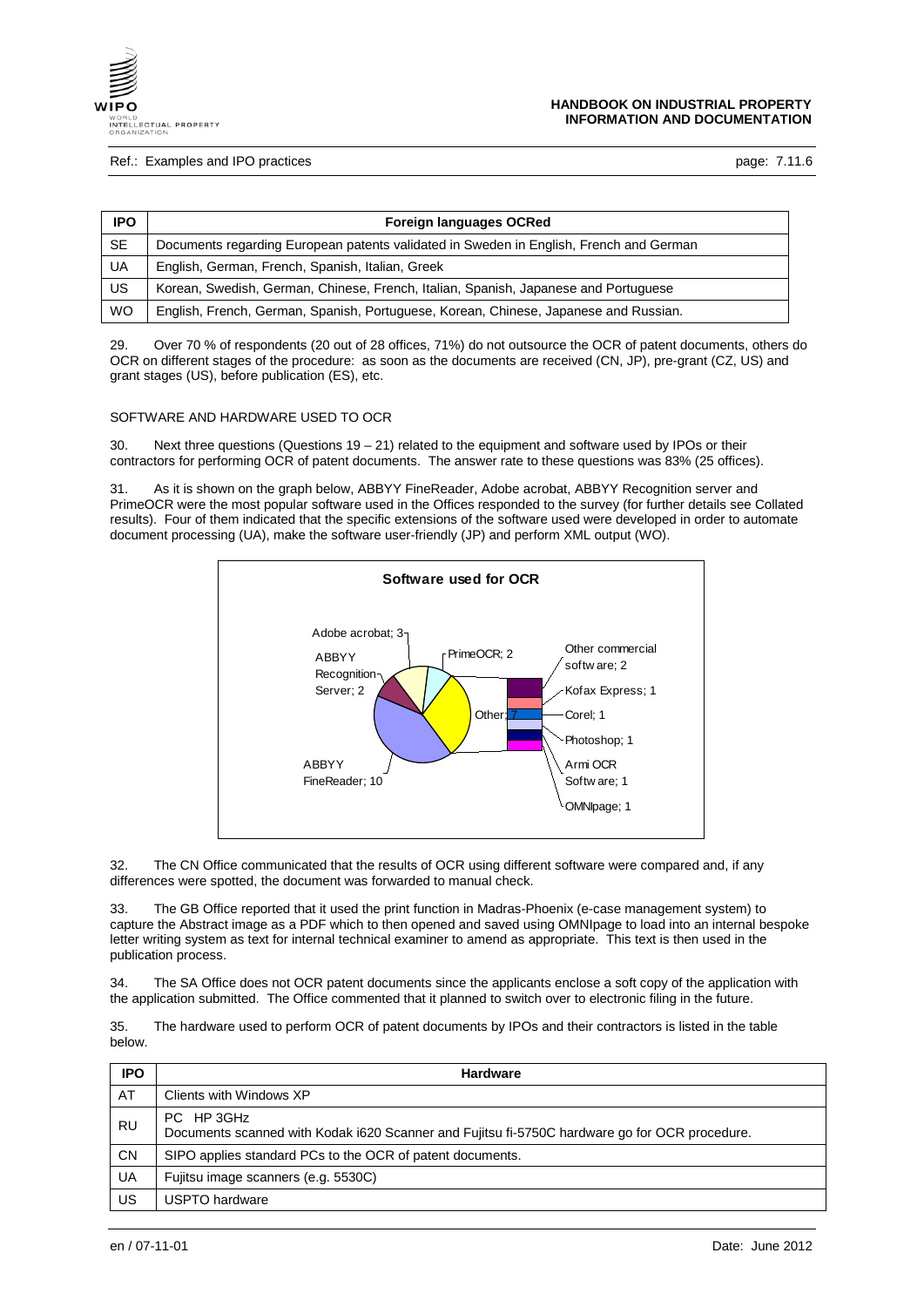| IPO | Foreign languages OCRed |
|---|---|
| SE | Documents regarding European patents validated in Sweden in English, French and German |
| UA | English, German, French, Spanish, Italian, Greek |
| US | Korean, Swedish, German, Chinese, French, Italian, Spanish, Japanese and Portuguese |
| WO | English, French, German, Spanish, Portuguese, Korean, Chinese, Japanese and Russian. |

29. Over 70 % of respondents (20 out of 28 offices, 71%) do not outsource the OCR of patent documents, others do OCR on different stages of the procedure: as soon as the documents are received (CN, JP), pre-grant (CZ, US) and grant stages (US), before publication (ES), etc.

SOFTWARE AND HARDWARE USED TO OCR

30. Next three questions (Questions 19 – 21) related to the equipment and software used by IPOs or their contractors for performing OCR of patent documents. The answer rate to these questions was 83% (25 offices).

31. As it is shown on the graph below, ABBYY FineReader, Adobe acrobat, ABBYY Recognition server and PrimeOCR were the most popular software used in the Offices responded to the survey (for further details see Collated results). Four of them indicated that the specific extensions of the software used were developed in order to automate document processing (UA), make the software user-friendly (JP) and perform XML output (WO).

**Software used for OCR**

ABBYY FineReader; 10 · Adobe acrobat; 3 · ABBYY Recognition Server; 2 · PrimeOCR; 2 · Other; 7 (Other commercial software; 2 · Kofax Express; 1 · Corel; 1 · Photoshop; 1 · Armi OCR Software; 1 · OMNIpage; 1)

32. The CN Office communicated that the results of OCR using different software were compared and, if any differences were spotted, the document was forwarded to manual check.

33. The GB Office reported that it used the print function in Madras-Phoenix (e-case management system) to capture the Abstract image as a PDF which to then opened and saved using OMNIpage to load into an internal bespoke letter writing system as text for internal technical examiner to amend as appropriate. This text is then used in the publication process.

34. The SA Office does not OCR patent documents since the applicants enclose a soft copy of the application with the application submitted. The Office commented that it planned to switch over to electronic filing in the future.

35. The hardware used to perform OCR of patent documents by IPOs and their contractors is listed in the table below.

| IPO | Hardware |
|---|---|
| AT | Clients with Windows XP |
| RU | PC HP 3GHz<br>Documents scanned with Kodak i620 Scanner and Fujitsu fi-5750C hardware go for OCR procedure. |
| CN | SIPO applies standard PCs to the OCR of patent documents. |
| UA | Fujitsu image scanners (e.g. 5530C) |
| US | USPTO hardware |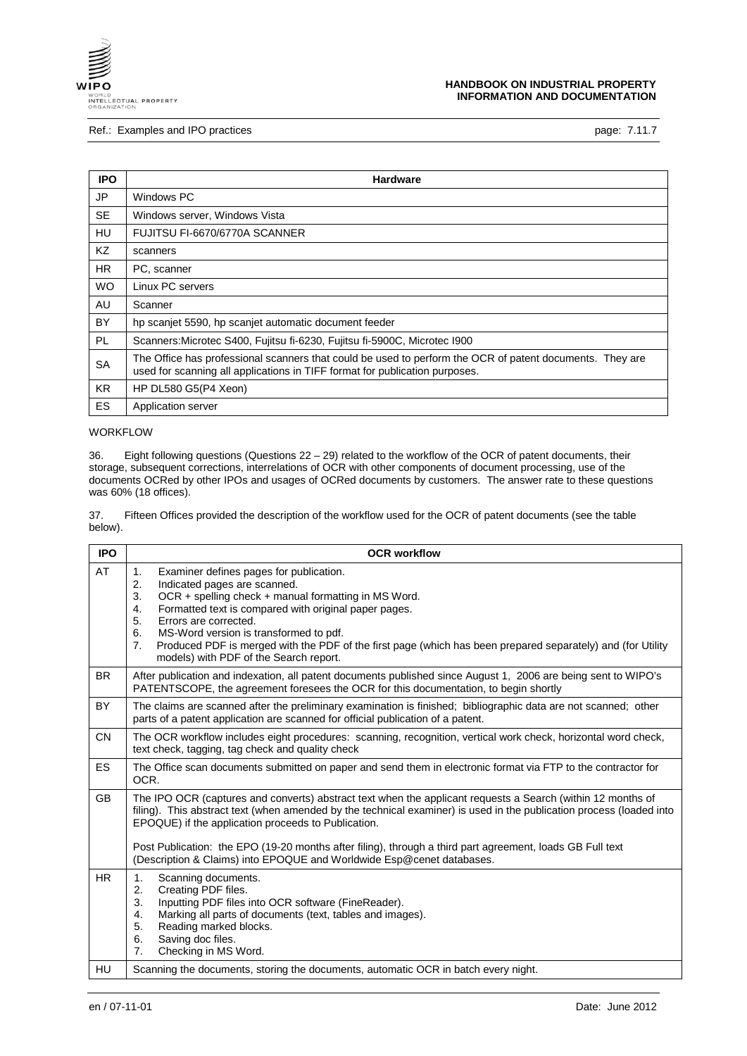| IPO | Hardware |
|---|---|
| JP | Windows PC |
| SE | Windows server, Windows Vista |
| HU | FUJITSU FI-6670/6770A SCANNER |
| KZ | scanners |
| HR | PC, scanner |
| WO | Linux PC servers |
| AU | Scanner |
| BY | hp scanjet 5590, hp scanjet automatic document feeder |
| PL | Scanners:Microtec S400, Fujitsu fi-6230, Fujitsu fi-5900C, Microtec I900 |
| SA | The Office has professional scanners that could be used to perform the OCR of patent documents. They are used for scanning all applications in TIFF format for publication purposes. |
| KR | HP DL580 G5(P4 Xeon) |
| ES | Application server |

WORKFLOW

36. Eight following questions (Questions 22 – 29) related to the workflow of the OCR of patent documents, their storage, subsequent corrections, interrelations of OCR with other components of document processing, use of the documents OCRed by other IPOs and usages of OCRed documents by customers. The answer rate to these questions was 60% (18 offices).

37. Fifteen Offices provided the description of the workflow used for the OCR of patent documents (see the table below).

| IPO | OCR workflow |
|---|---|
| AT | 1. Examiner defines pages for publication.<br>2. Indicated pages are scanned.<br>3. OCR + spelling check + manual formatting in MS Word.<br>4. Formatted text is compared with original paper pages.<br>5. Errors are corrected.<br>6. MS-Word version is transformed to pdf.<br>7. Produced PDF is merged with the PDF of the first page (which has been prepared separately) and (for Utility models) with PDF of the Search report. |
| BR | After publication and indexation, all patent documents published since August 1, 2006 are being sent to WIPO's PATENTSCOPE, the agreement foresees the OCR for this documentation, to begin shortly |
| BY | The claims are scanned after the preliminary examination is finished; bibliographic data are not scanned; other parts of a patent application are scanned for official publication of a patent. |
| CN | The OCR workflow includes eight procedures: scanning, recognition, vertical work check, horizontal word check, text check, tagging, tag check and quality check |
| ES | The Office scan documents submitted on paper and send them in electronic format via FTP to the contractor for OCR. |
| GB | The IPO OCR (captures and converts) abstract text when the applicant requests a Search (within 12 months of filing). This abstract text (when amended by the technical examiner) is used in the publication process (loaded into EPOQUE) if the application proceeds to Publication.<br><br>Post Publication: the EPO (19-20 months after filing), through a third part agreement, loads GB Full text (Description & Claims) into EPOQUE and Worldwide Esp@cenet databases. |
| HR | 1. Scanning documents.<br>2. Creating PDF files.<br>3. Inputting PDF files into OCR software (FineReader).<br>4. Marking all parts of documents (text, tables and images).<br>5. Reading marked blocks.<br>6. Saving doc files.<br>7. Checking in MS Word. |
| HU | Scanning the documents, storing the documents, automatic OCR in batch every night. |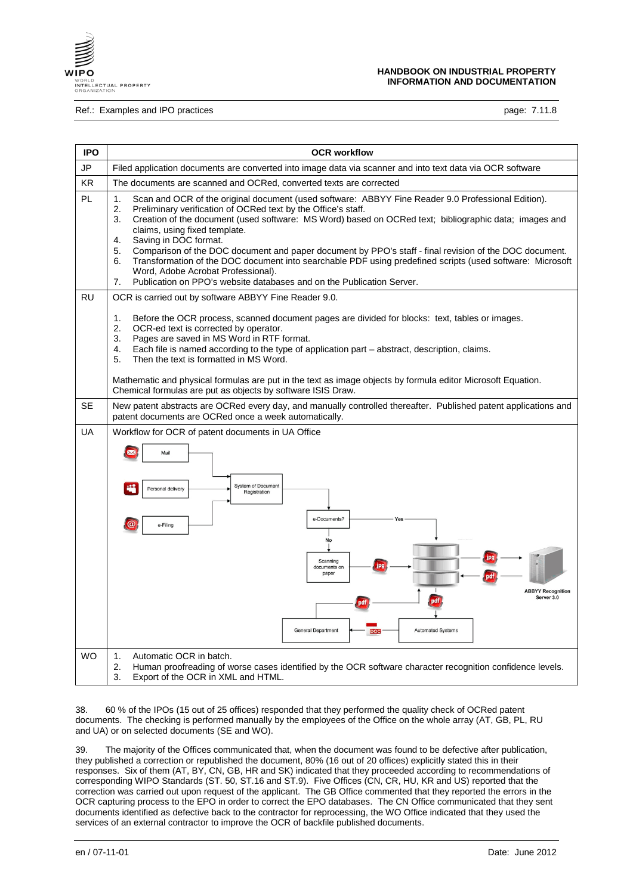| IPO | OCR workflow |
|---|---|
| JP | Filed application documents are converted into image data via scanner and into text data via OCR software |
| KR | The documents are scanned and OCRed, converted texts are corrected |
| PL | 1. Scan and OCR of the original document (used software: ABBYY Fine Reader 9.0 Professional Edition).<br>2. Preliminary verification of OCRed text by the Office's staff.<br>3. Creation of the document (used software: MS Word) based on OCRed text; bibliographic data; images and claims, using fixed template.<br>4. Saving in DOC format.<br>5. Comparison of the DOC document and paper document by PPO's staff - final revision of the DOC document.<br>6. Transformation of the DOC document into searchable PDF using predefined scripts (used software: Microsoft Word, Adobe Acrobat Professional).<br>7. Publication on PPO's website databases and on the Publication Server. |
| RU | OCR is carried out by software ABBYY Fine Reader 9.0.<br><br>1. Before the OCR process, scanned document pages are divided for blocks: text, tables or images.<br>2. OCR-ed text is corrected by operator.<br>3. Pages are saved in MS Word in RTF format.<br>4. Each file is named according to the type of application part – abstract, description, claims.<br>5. Then the text is formatted in MS Word.<br><br>Mathematic and physical formulas are put in the text as image objects by formula editor Microsoft Equation. Chemical formulas are put as objects by software ISIS Draw. |
| SE | New patent abstracts are OCRed every day, and manually controlled thereafter. Published patent applications and patent documents are OCRed once a week automatically. |
| UA | Workflow for OCR of patent documents in UA Office<br><br>Mail; Personal delivery; e-Filing → System of Document Registration → e-Documents? — Yes / No → Scanning documents on paper → jpg → ABBYY Recognition Server 3.0 → pdf → General Department; DOC; Automated Systems |
| WO | 1. Automatic OCR in batch.<br>2. Human proofreading of worse cases identified by the OCR software character recognition confidence levels.<br>3. Export of the OCR in XML and HTML. |

38. 60 % of the IPOs (15 out of 25 offices) responded that they performed the quality check of OCRed patent documents. The checking is performed manually by the employees of the Office on the whole array (AT, GB, PL, RU and UA) or on selected documents (SE and WO).

39. The majority of the Offices communicated that, when the document was found to be defective after publication, they published a correction or republished the document, 80% (16 out of 20 offices) explicitly stated this in their responses. Six of them (AT, BY, CN, GB, HR and SK) indicated that they proceeded according to recommendations of corresponding WIPO Standards (ST. 50, ST.16 and ST.9). Five Offices (CN, CR, HU, KR and US) reported that the correction was carried out upon request of the applicant. The GB Office commented that they reported the errors in the OCR capturing process to the EPO in order to correct the EPO databases. The CN Office communicated that they sent documents identified as defective back to the contractor for reprocessing, the WO Office indicated that they used the services of an external contractor to improve the OCR of backfile published documents.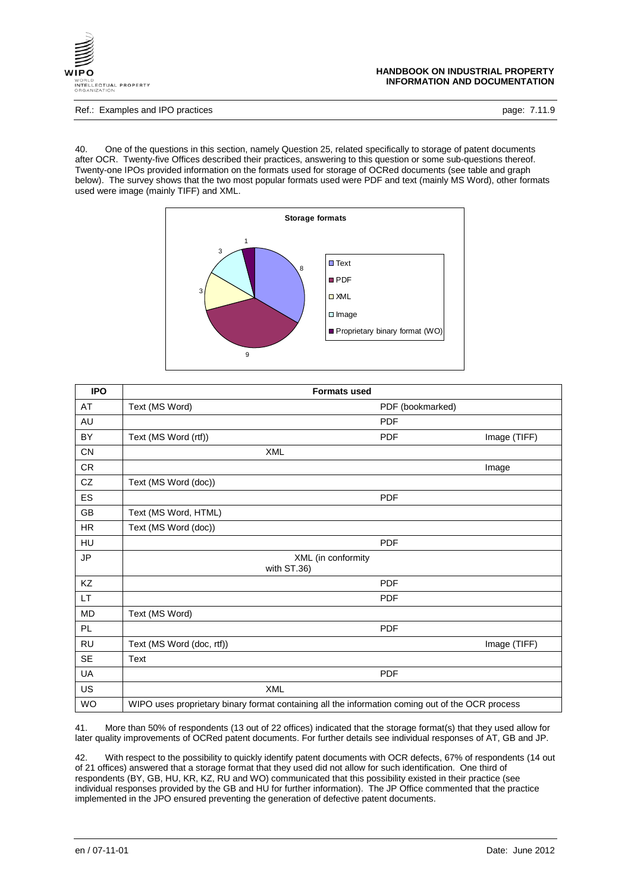40. One of the questions in this section, namely Question 25, related specifically to storage of patent documents after OCR. Twenty-five Offices described their practices, answering to this question or some sub-questions thereof. Twenty-one IPOs provided information on the formats used for storage of OCRed documents (see table and graph below). The survey shows that the two most popular formats used were PDF and text (mainly MS Word), other formats used were image (mainly TIFF) and XML.

| IPO | Formats used | | | |
|---|---|---|---|---|
| AT | Text (MS Word) | | PDF (bookmarked) | |
| AU | | | PDF | |
| BY | Text (MS Word (rtf)) | | PDF | Image (TIFF) |
| CN | | XML | | |
| CR | | | | Image |
| CZ | Text (MS Word (doc)) | | | |
| ES | | | PDF | |
| GB | Text (MS Word, HTML) | | | |
| HR | Text (MS Word (doc)) | | | |
| HU | | | PDF | |
| JP | | XML (in conformity with ST.36) | | |
| KZ | | | PDF | |
| LT | | | PDF | |
| MD | Text (MS Word) | | | |
| PL | | | PDF | |
| RU | Text (MS Word (doc, rtf)) | | | Image (TIFF) |
| SE | Text | | | |
| UA | | | PDF | |
| US | | XML | | |
| WO | WIPO uses proprietary binary format containing all the information coming out of the OCR process | | | |

41. More than 50% of respondents (13 out of 22 offices) indicated that the storage format(s) that they used allow for later quality improvements of OCRed patent documents. For further details see individual responses of AT, GB and JP.

42. With respect to the possibility to quickly identify patent documents with OCR defects, 67% of respondents (14 out of 21 offices) answered that a storage format that they used did not allow for such identification. One third of respondents (BY, GB, HU, KR, KZ, RU and WO) communicated that this possibility existed in their practice (see individual responses provided by the GB and HU for further information). The JP Office commented that the practice implemented in the JPO ensured preventing the generation of defective patent documents.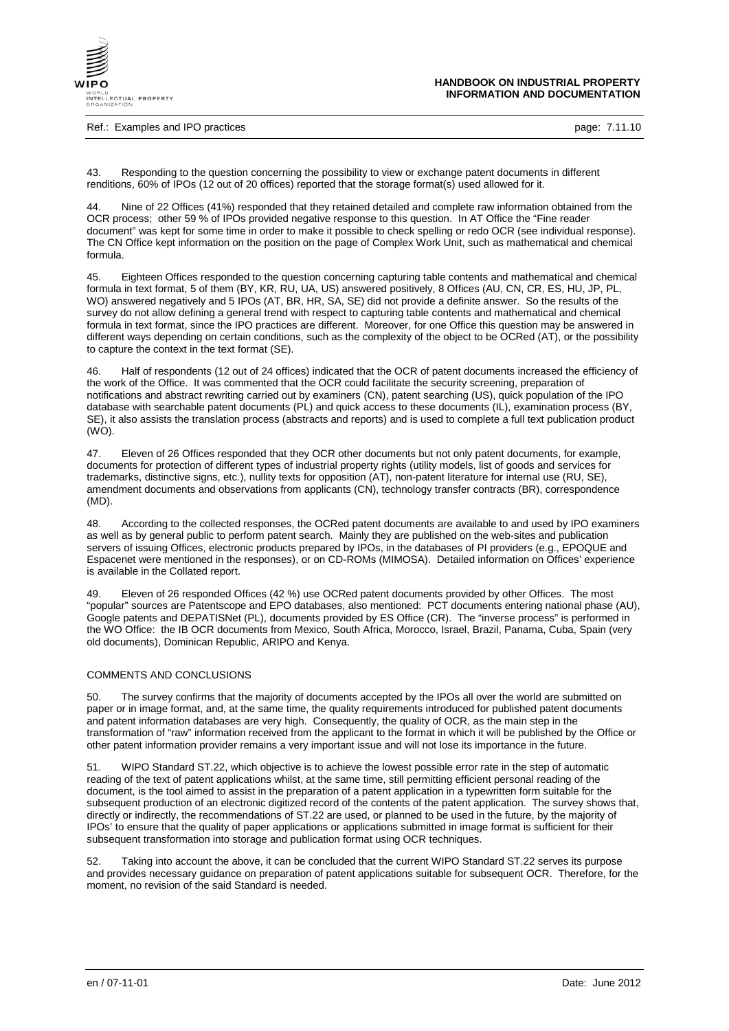43. Responding to the question concerning the possibility to view or exchange patent documents in different renditions, 60% of IPOs (12 out of 20 offices) reported that the storage format(s) used allowed for it.

44. Nine of 22 Offices (41%) responded that they retained detailed and complete raw information obtained from the OCR process; other 59 % of IPOs provided negative response to this question. In AT Office the "Fine reader document" was kept for some time in order to make it possible to check spelling or redo OCR (see individual response). The CN Office kept information on the position on the page of Complex Work Unit, such as mathematical and chemical formula.

45. Eighteen Offices responded to the question concerning capturing table contents and mathematical and chemical formula in text format, 5 of them (BY, KR, RU, UA, US) answered positively, 8 Offices (AU, CN, CR, ES, HU, JP, PL, WO) answered negatively and 5 IPOs (AT, BR, HR, SA, SE) did not provide a definite answer. So the results of the survey do not allow defining a general trend with respect to capturing table contents and mathematical and chemical formula in text format, since the IPO practices are different. Moreover, for one Office this question may be answered in different ways depending on certain conditions, such as the complexity of the object to be OCRed (AT), or the possibility to capture the context in the text format (SE).

46. Half of respondents (12 out of 24 offices) indicated that the OCR of patent documents increased the efficiency of the work of the Office. It was commented that the OCR could facilitate the security screening, preparation of notifications and abstract rewriting carried out by examiners (CN), patent searching (US), quick population of the IPO database with searchable patent documents (PL) and quick access to these documents (IL), examination process (BY, SE), it also assists the translation process (abstracts and reports) and is used to complete a full text publication product (WO).

47. Eleven of 26 Offices responded that they OCR other documents but not only patent documents, for example, documents for protection of different types of industrial property rights (utility models, list of goods and services for trademarks, distinctive signs, etc.), nullity texts for opposition (AT), non-patent literature for internal use (RU, SE), amendment documents and observations from applicants (CN), technology transfer contracts (BR), correspondence (MD).

48. According to the collected responses, the OCRed patent documents are available to and used by IPO examiners as well as by general public to perform patent search. Mainly they are published on the web-sites and publication servers of issuing Offices, electronic products prepared by IPOs, in the databases of PI providers (e.g., EPOQUE and Espacenet were mentioned in the responses), or on CD-ROMs (MIMOSA). Detailed information on Offices' experience is available in the Collated report.

49. Eleven of 26 responded Offices (42 %) use OCRed patent documents provided by other Offices. The most "popular" sources are Patentscope and EPO databases, also mentioned: PCT documents entering national phase (AU), Google patents and DEPATISNet (PL), documents provided by ES Office (CR). The "inverse process" is performed in the WO Office: the IB OCR documents from Mexico, South Africa, Morocco, Israel, Brazil, Panama, Cuba, Spain (very old documents), Dominican Republic, ARIPO and Kenya.

## COMMENTS AND CONCLUSIONS

50. The survey confirms that the majority of documents accepted by the IPOs all over the world are submitted on paper or in image format, and, at the same time, the quality requirements introduced for published patent documents and patent information databases are very high. Consequently, the quality of OCR, as the main step in the transformation of "raw" information received from the applicant to the format in which it will be published by the Office or other patent information provider remains a very important issue and will not lose its importance in the future.

51. WIPO Standard ST.22, which objective is to achieve the lowest possible error rate in the step of automatic reading of the text of patent applications whilst, at the same time, still permitting efficient personal reading of the document, is the tool aimed to assist in the preparation of a patent application in a typewritten form suitable for the subsequent production of an electronic digitized record of the contents of the patent application. The survey shows that, directly or indirectly, the recommendations of ST.22 are used, or planned to be used in the future, by the majority of IPOs' to ensure that the quality of paper applications or applications submitted in image format is sufficient for their subsequent transformation into storage and publication format using OCR techniques.

52. Taking into account the above, it can be concluded that the current WIPO Standard ST.22 serves its purpose and provides necessary guidance on preparation of patent applications suitable for subsequent OCR. Therefore, for the moment, no revision of the said Standard is needed.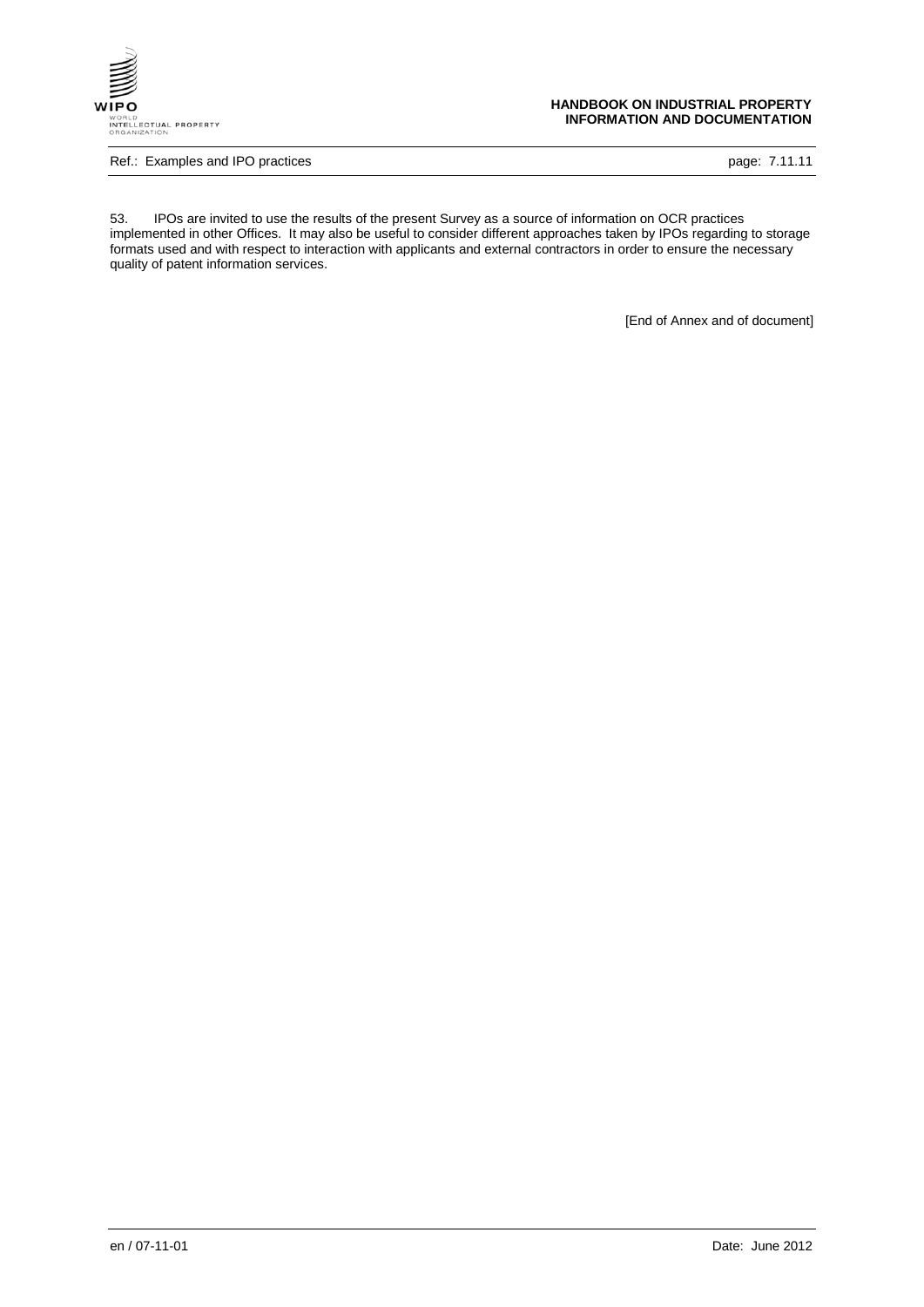53. IPOs are invited to use the results of the present Survey as a source of information on OCR practices implemented in other Offices. It may also be useful to consider different approaches taken by IPOs regarding to storage formats used and with respect to interaction with applicants and external contractors in order to ensure the necessary quality of patent information services.

[End of Annex and of document]